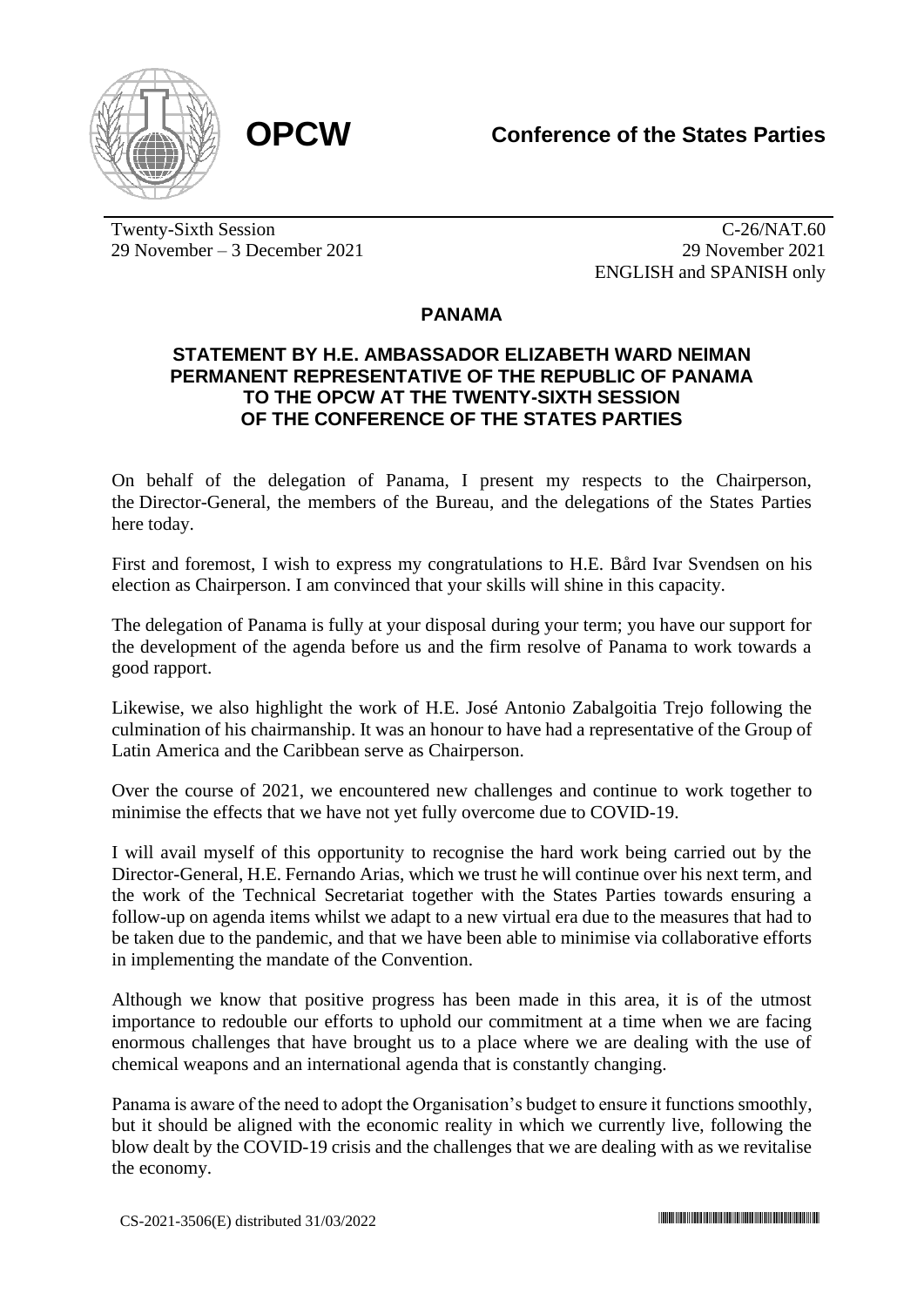**OPCW**

**Conference of the States Parties**

Twenty-Sixth Session
29 November – 3 December 2021

C-26/NAT.60
29 November 2021
ENGLISH and SPANISH only

## PANAMA

### STATEMENT BY H.E. AMBASSADOR ELIZABETH WARD NEIMAN PERMANENT REPRESENTATIVE OF THE REPUBLIC OF PANAMA TO THE OPCW AT THE TWENTY-SIXTH SESSION OF THE CONFERENCE OF THE STATES PARTIES

On behalf of the delegation of Panama, I present my respects to the Chairperson, the Director-General, the members of the Bureau, and the delegations of the States Parties here today.

First and foremost, I wish to express my congratulations to H.E. Bård Ivar Svendsen on his election as Chairperson. I am convinced that your skills will shine in this capacity.

The delegation of Panama is fully at your disposal during your term; you have our support for the development of the agenda before us and the firm resolve of Panama to work towards a good rapport.

Likewise, we also highlight the work of H.E. José Antonio Zabalgoitia Trejo following the culmination of his chairmanship. It was an honour to have had a representative of the Group of Latin America and the Caribbean serve as Chairperson.

Over the course of 2021, we encountered new challenges and continue to work together to minimise the effects that we have not yet fully overcome due to COVID-19.

I will avail myself of this opportunity to recognise the hard work being carried out by the Director-General, H.E. Fernando Arias, which we trust he will continue over his next term, and the work of the Technical Secretariat together with the States Parties towards ensuring a follow-up on agenda items whilst we adapt to a new virtual era due to the measures that had to be taken due to the pandemic, and that we have been able to minimise via collaborative efforts in implementing the mandate of the Convention.

Although we know that positive progress has been made in this area, it is of the utmost importance to redouble our efforts to uphold our commitment at a time when we are facing enormous challenges that have brought us to a place where we are dealing with the use of chemical weapons and an international agenda that is constantly changing.

Panama is aware of the need to adopt the Organisation's budget to ensure it functions smoothly, but it should be aligned with the economic reality in which we currently live, following the blow dealt by the COVID-19 crisis and the challenges that we are dealing with as we revitalise the economy.

CS-2021-3506(E) distributed 31/03/2022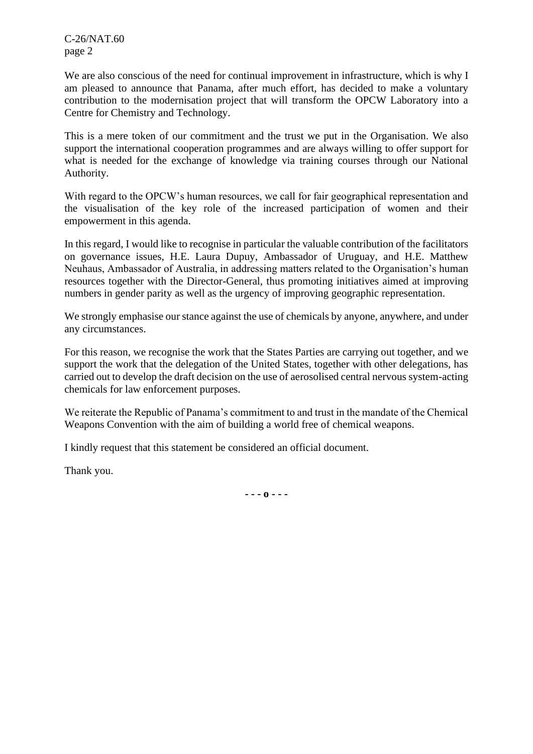We are also conscious of the need for continual improvement in infrastructure, which is why I am pleased to announce that Panama, after much effort, has decided to make a voluntary contribution to the modernisation project that will transform the OPCW Laboratory into a Centre for Chemistry and Technology.

This is a mere token of our commitment and the trust we put in the Organisation. We also support the international cooperation programmes and are always willing to offer support for what is needed for the exchange of knowledge via training courses through our National Authority.

With regard to the OPCW's human resources, we call for fair geographical representation and the visualisation of the key role of the increased participation of women and their empowerment in this agenda.

In this regard, I would like to recognise in particular the valuable contribution of the facilitators on governance issues, H.E. Laura Dupuy, Ambassador of Uruguay, and H.E. Matthew Neuhaus, Ambassador of Australia, in addressing matters related to the Organisation's human resources together with the Director-General, thus promoting initiatives aimed at improving numbers in gender parity as well as the urgency of improving geographic representation.

We strongly emphasise our stance against the use of chemicals by anyone, anywhere, and under any circumstances.

For this reason, we recognise the work that the States Parties are carrying out together, and we support the work that the delegation of the United States, together with other delegations, has carried out to develop the draft decision on the use of aerosolised central nervous system-acting chemicals for law enforcement purposes.

We reiterate the Republic of Panama's commitment to and trust in the mandate of the Chemical Weapons Convention with the aim of building a world free of chemical weapons.

I kindly request that this statement be considered an official document.

Thank you.

**- - - o - - -**